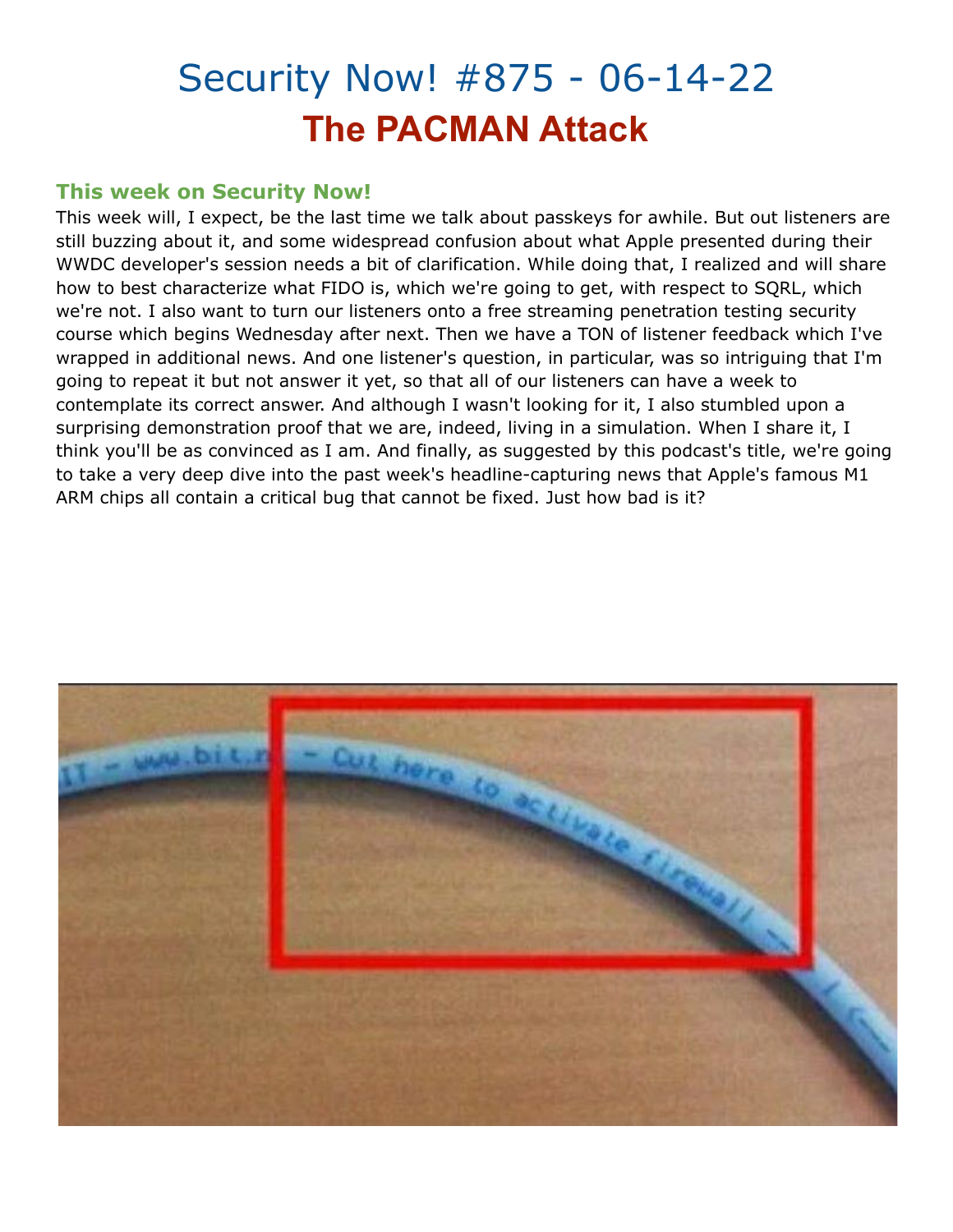# Security Now! #875 - 06-14-22

## The PACMAN Attack

### This week on Security Now!

This week will, I expect, be the last time we talk about passkeys for awhile. But out listeners are still buzzing about it, and some widespread confusion about what Apple presented during their WWDC developer's session needs a bit of clarification. While doing that, I realized and will share how to best characterize what FIDO is, which we're going to get, with respect to SQRL, which we're not. I also want to turn our listeners onto a free streaming penetration testing security course which begins Wednesday after next. Then we have a TON of listener feedback which I've wrapped in additional news. And one listener's question, in particular, was so intriguing that I'm going to repeat it but not answer it yet, so that all of our listeners can have a week to contemplate its correct answer. And although I wasn't looking for it, I also stumbled upon a surprising demonstration proof that we are, indeed, living in a simulation. When I share it, I think you'll be as convinced as I am. And finally, as suggested by this podcast's title, we're going to take a very deep dive into the past week's headline-capturing news that Apple's famous M1 ARM chips all contain a critical bug that cannot be fixed. Just how bad is it?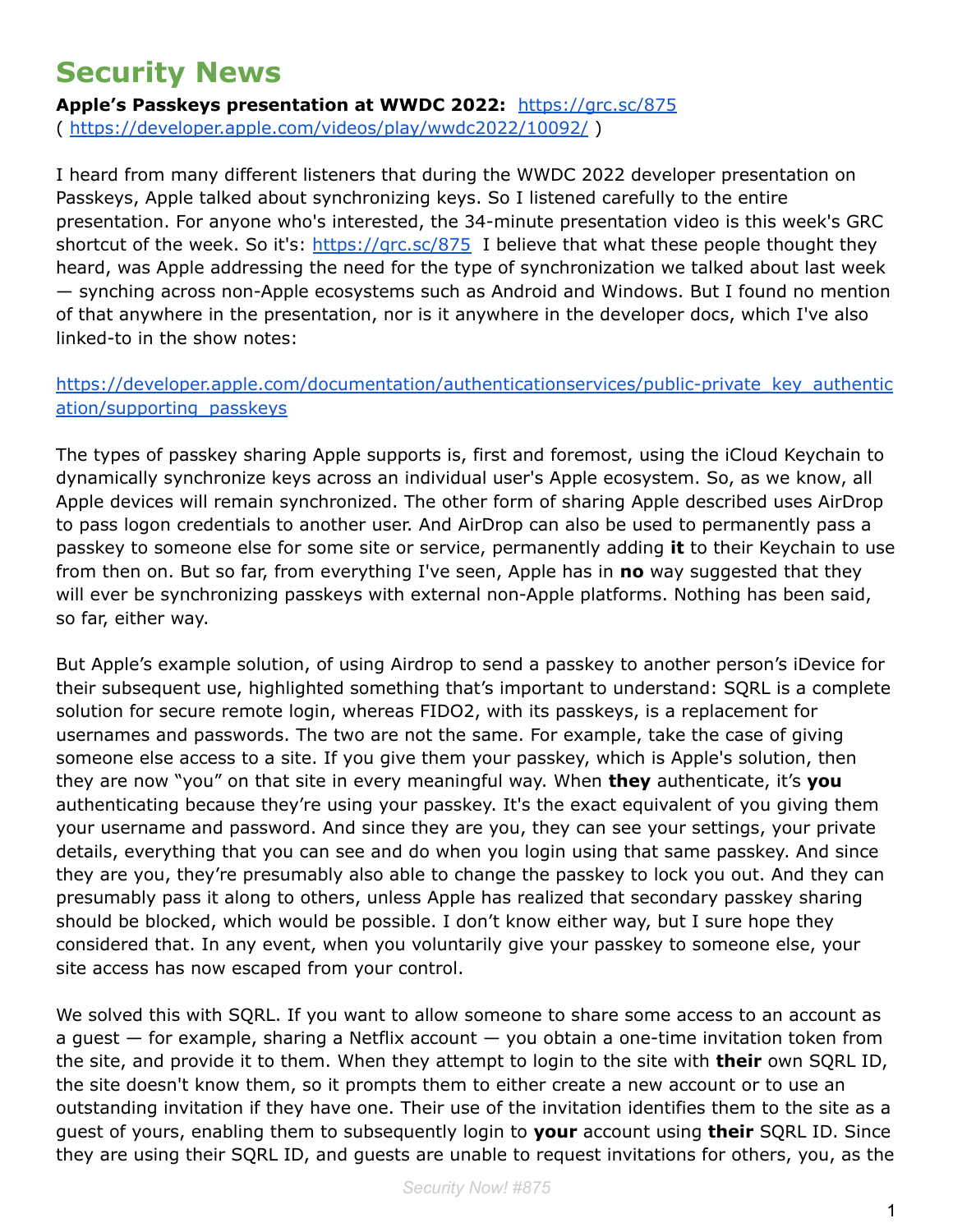# Security News

**Apple's Passkeys presentation at WWDC 2022:** https://grc.sc/875
( https://developer.apple.com/videos/play/wwdc2022/10092/ )

I heard from many different listeners that during the WWDC 2022 developer presentation on Passkeys, Apple talked about synchronizing keys. So I listened carefully to the entire presentation. For anyone who's interested, the 34-minute presentation video is this week's GRC shortcut of the week. So it's: https://grc.sc/875 I believe that what these people thought they heard, was Apple addressing the need for the type of synchronization we talked about last week — synching across non-Apple ecosystems such as Android and Windows. But I found no mention of that anywhere in the presentation, nor is it anywhere in the developer docs, which I've also linked-to in the show notes:

https://developer.apple.com/documentation/authenticationservices/public-private_key_authentication/supporting_passkeys

The types of passkey sharing Apple supports is, first and foremost, using the iCloud Keychain to dynamically synchronize keys across an individual user's Apple ecosystem. So, as we know, all Apple devices will remain synchronized. The other form of sharing Apple described uses AirDrop to pass logon credentials to another user. And AirDrop can also be used to permanently pass a passkey to someone else for some site or service, permanently adding **it** to their Keychain to use from then on. But so far, from everything I've seen, Apple has in **no** way suggested that they will ever be synchronizing passkeys with external non-Apple platforms. Nothing has been said, so far, either way.

But Apple's example solution, of using Airdrop to send a passkey to another person's iDevice for their subsequent use, highlighted something that's important to understand: SQRL is a complete solution for secure remote login, whereas FIDO2, with its passkeys, is a replacement for usernames and passwords. The two are not the same. For example, take the case of giving someone else access to a site. If you give them your passkey, which is Apple's solution, then they are now "you" on that site in every meaningful way. When **they** authenticate, it's **you** authenticating because they're using your passkey. It's the exact equivalent of you giving them your username and password. And since they are you, they can see your settings, your private details, everything that you can see and do when you login using that same passkey. And since they are you, they're presumably also able to change the passkey to lock you out. And they can presumably pass it along to others, unless Apple has realized that secondary passkey sharing should be blocked, which would be possible. I don't know either way, but I sure hope they considered that. In any event, when you voluntarily give your passkey to someone else, your site access has now escaped from your control.

We solved this with SQRL. If you want to allow someone to share some access to an account as a guest — for example, sharing a Netflix account — you obtain a one-time invitation token from the site, and provide it to them. When they attempt to login to the site with **their** own SQRL ID, the site doesn't know them, so it prompts them to either create a new account or to use an outstanding invitation if they have one. Their use of the invitation identifies them to the site as a guest of yours, enabling them to subsequently login to **your** account using **their** SQRL ID. Since they are using their SQRL ID, and guests are unable to request invitations for others, you, as the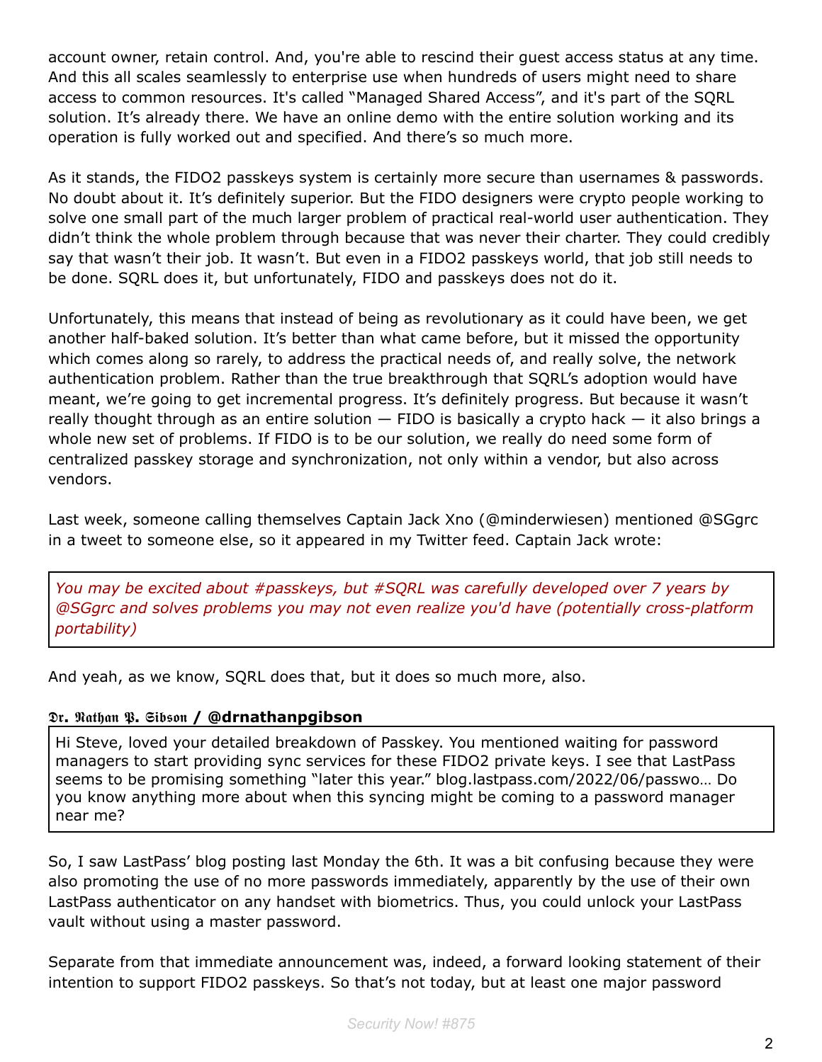account owner, retain control. And, you're able to rescind their guest access status at any time. And this all scales seamlessly to enterprise use when hundreds of users might need to share access to common resources. It's called "Managed Shared Access", and it's part of the SQRL solution. It's already there. We have an online demo with the entire solution working and its operation is fully worked out and specified. And there's so much more.

As it stands, the FIDO2 passkeys system is certainly more secure than usernames & passwords. No doubt about it. It's definitely superior. But the FIDO designers were crypto people working to solve one small part of the much larger problem of practical real-world user authentication. They didn't think the whole problem through because that was never their charter. They could credibly say that wasn't their job. It wasn't. But even in a FIDO2 passkeys world, that job still needs to be done. SQRL does it, but unfortunately, FIDO and passkeys does not do it.

Unfortunately, this means that instead of being as revolutionary as it could have been, we get another half-baked solution. It's better than what came before, but it missed the opportunity which comes along so rarely, to address the practical needs of, and really solve, the network authentication problem. Rather than the true breakthrough that SQRL's adoption would have meant, we're going to get incremental progress. It's definitely progress. But because it wasn't really thought through as an entire solution — FIDO is basically a crypto hack — it also brings a whole new set of problems. If FIDO is to be our solution, we really do need some form of centralized passkey storage and synchronization, not only within a vendor, but also across vendors.

Last week, someone calling themselves Captain Jack Xno (@minderwiesen) mentioned @SGgrc in a tweet to someone else, so it appeared in my Twitter feed. Captain Jack wrote:

> *You may be excited about #passkeys, but #SQRL was carefully developed over 7 years by @SGgrc and solves problems you may not even realize you'd have (potentially cross-platform portability)*

And yeah, as we know, SQRL does that, but it does so much more, also.

**Dr. Nathan P. Gibson / @drnathanpgibson**

> Hi Steve, loved your detailed breakdown of Passkey. You mentioned waiting for password managers to start providing sync services for these FIDO2 private keys. I see that LastPass seems to be promising something "later this year." blog.lastpass.com/2022/06/passwo… Do you know anything more about when this syncing might be coming to a password manager near me?

So, I saw LastPass' blog posting last Monday the 6th. It was a bit confusing because they were also promoting the use of no more passwords immediately, apparently by the use of their own LastPass authenticator on any handset with biometrics. Thus, you could unlock your LastPass vault without using a master password.

Separate from that immediate announcement was, indeed, a forward looking statement of their intention to support FIDO2 passkeys. So that's not today, but at least one major password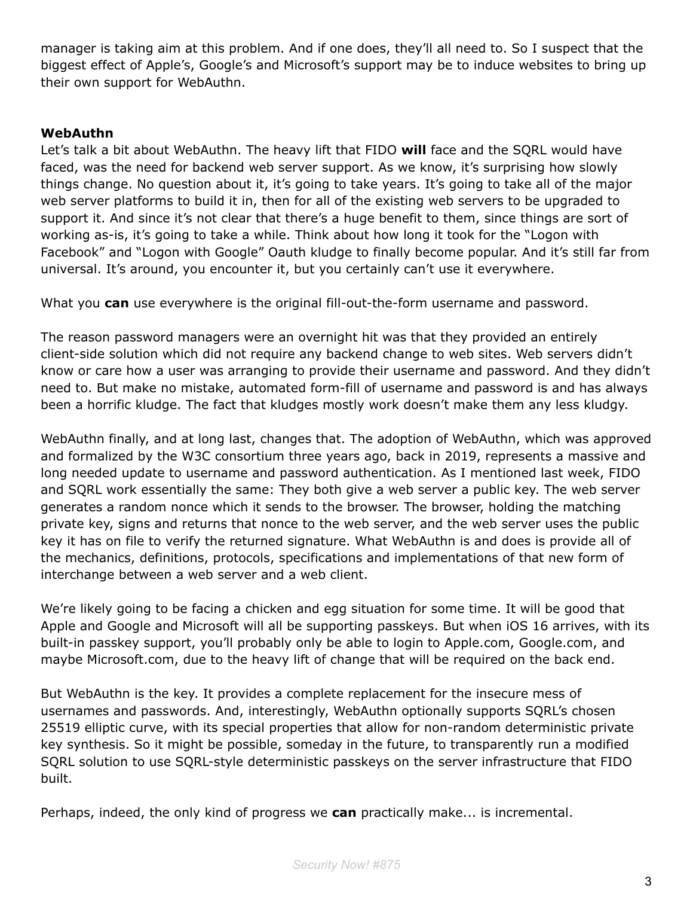manager is taking aim at this problem. And if one does, they'll all need to. So I suspect that the biggest effect of Apple's, Google's and Microsoft's support may be to induce websites to bring up their own support for WebAuthn.

**WebAuthn**

Let's talk a bit about WebAuthn. The heavy lift that FIDO **will** face and the SQRL would have faced, was the need for backend web server support. As we know, it's surprising how slowly things change. No question about it, it's going to take years. It's going to take all of the major web server platforms to build it in, then for all of the existing web servers to be upgraded to support it. And since it's not clear that there's a huge benefit to them, since things are sort of working as-is, it's going to take a while. Think about how long it took for the "Logon with Facebook" and "Logon with Google" Oauth kludge to finally become popular. And it's still far from universal. It's around, you encounter it, but you certainly can't use it everywhere.

What you **can** use everywhere is the original fill-out-the-form username and password.

The reason password managers were an overnight hit was that they provided an entirely client-side solution which did not require any backend change to web sites. Web servers didn't know or care how a user was arranging to provide their username and password. And they didn't need to. But make no mistake, automated form-fill of username and password is and has always been a horrific kludge. The fact that kludges mostly work doesn't make them any less kludgy.

WebAuthn finally, and at long last, changes that. The adoption of WebAuthn, which was approved and formalized by the W3C consortium three years ago, back in 2019, represents a massive and long needed update to username and password authentication. As I mentioned last week, FIDO and SQRL work essentially the same: They both give a web server a public key. The web server generates a random nonce which it sends to the browser. The browser, holding the matching private key, signs and returns that nonce to the web server, and the web server uses the public key it has on file to verify the returned signature. What WebAuthn is and does is provide all of the mechanics, definitions, protocols, specifications and implementations of that new form of interchange between a web server and a web client.

We're likely going to be facing a chicken and egg situation for some time. It will be good that Apple and Google and Microsoft will all be supporting passkeys. But when iOS 16 arrives, with its built-in passkey support, you'll probably only be able to login to Apple.com, Google.com, and maybe Microsoft.com, due to the heavy lift of change that will be required on the back end.

But WebAuthn is the key. It provides a complete replacement for the insecure mess of usernames and passwords. And, interestingly, WebAuthn optionally supports SQRL's chosen 25519 elliptic curve, with its special properties that allow for non-random deterministic private key synthesis. So it might be possible, someday in the future, to transparently run a modified SQRL solution to use SQRL-style deterministic passkeys on the server infrastructure that FIDO built.

Perhaps, indeed, the only kind of progress we **can** practically make... is incremental.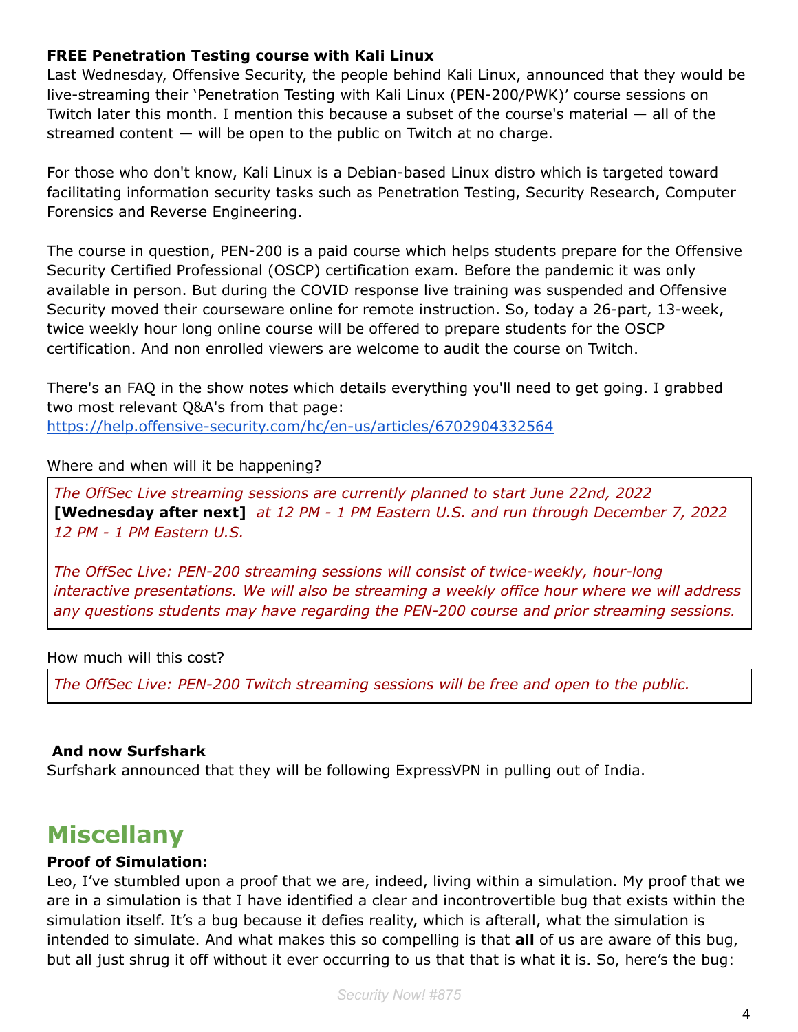**FREE Penetration Testing course with Kali Linux**
Last Wednesday, Offensive Security, the people behind Kali Linux, announced that they would be live-streaming their 'Penetration Testing with Kali Linux (PEN-200/PWK)' course sessions on Twitch later this month. I mention this because a subset of the course's material — all of the streamed content — will be open to the public on Twitch at no charge.

For those who don't know, Kali Linux is a Debian-based Linux distro which is targeted toward facilitating information security tasks such as Penetration Testing, Security Research, Computer Forensics and Reverse Engineering.

The course in question, PEN-200 is a paid course which helps students prepare for the Offensive Security Certified Professional (OSCP) certification exam. Before the pandemic it was only available in person. But during the COVID response live training was suspended and Offensive Security moved their courseware online for remote instruction. So, today a 26-part, 13-week, twice weekly hour long online course will be offered to prepare students for the OSCP certification. And non enrolled viewers are welcome to audit the course on Twitch.

There's an FAQ in the show notes which details everything you'll need to get going. I grabbed two most relevant Q&A's from that page:
https://help.offensive-security.com/hc/en-us/articles/6702904332564

Where and when will it be happening?

> *The OffSec Live streaming sessions are currently planned to start June 22nd, 2022* **[Wednesday after next]** *at 12 PM - 1 PM Eastern U.S. and run through December 7, 2022 12 PM - 1 PM Eastern U.S.*
>
> *The OffSec Live: PEN-200 streaming sessions will consist of twice-weekly, hour-long interactive presentations. We will also be streaming a weekly office hour where we will address any questions students may have regarding the PEN-200 course and prior streaming sessions.*

How much will this cost?

> *The OffSec Live: PEN-200 Twitch streaming sessions will be free and open to the public.*

**And now Surfshark**
Surfshark announced that they will be following ExpressVPN in pulling out of India.

# Miscellany

**Proof of Simulation:**
Leo, I've stumbled upon a proof that we are, indeed, living within a simulation. My proof that we are in a simulation is that I have identified a clear and incontrovertible bug that exists within the simulation itself. It's a bug because it defies reality, which is afterall, what the simulation is intended to simulate. And what makes this so compelling is that **all** of us are aware of this bug, but all just shrug it off without it ever occurring to us that that is what it is. So, here's the bug: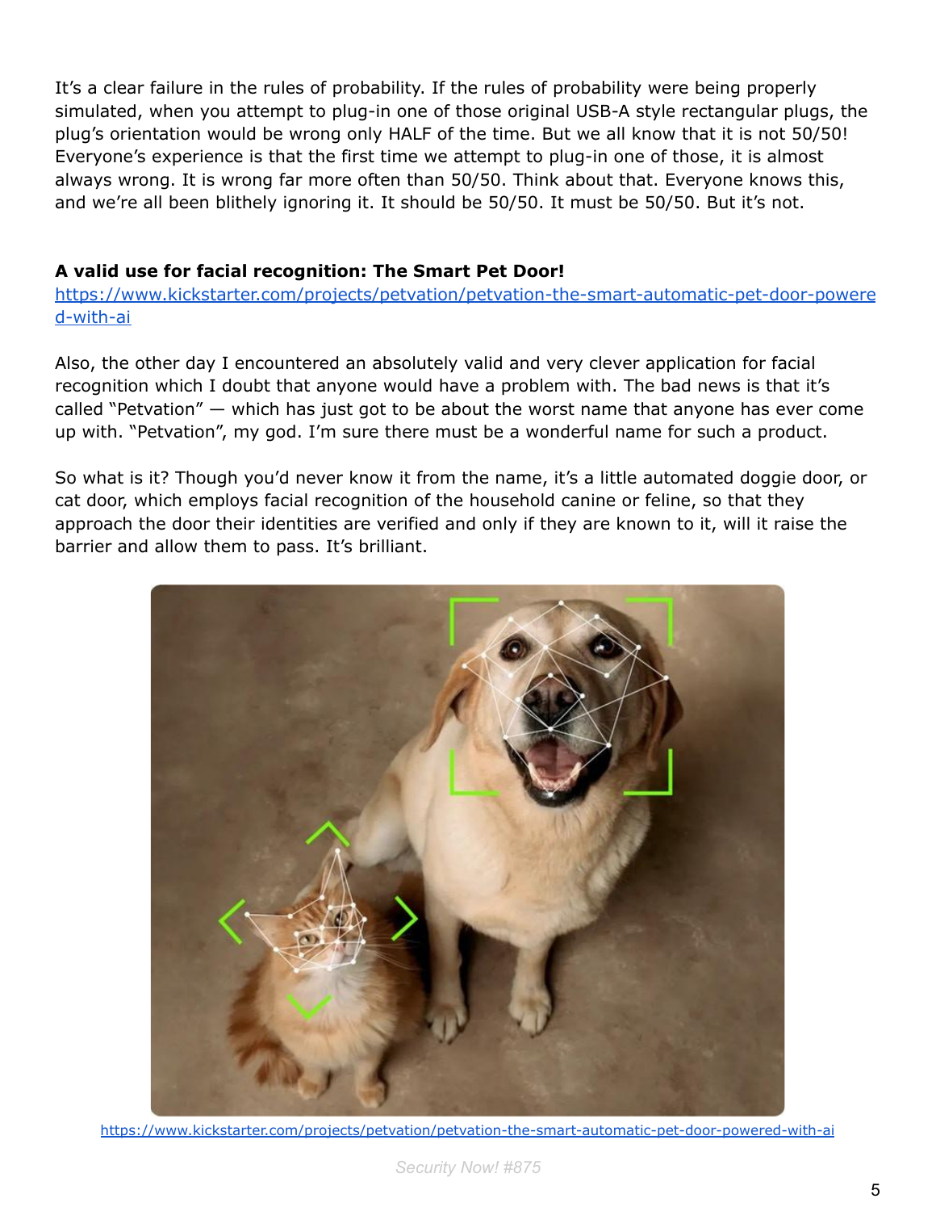It's a clear failure in the rules of probability. If the rules of probability were being properly simulated, when you attempt to plug-in one of those original USB-A style rectangular plugs, the plug's orientation would be wrong only HALF of the time. But we all know that it is not 50/50! Everyone's experience is that the first time we attempt to plug-in one of those, it is almost always wrong. It is wrong far more often than 50/50. Think about that. Everyone knows this, and we're all been blithely ignoring it. It should be 50/50. It must be 50/50. But it's not.

**A valid use for facial recognition: The Smart Pet Door!**
https://www.kickstarter.com/projects/petvation/petvation-the-smart-automatic-pet-door-powered-with-ai

Also, the other day I encountered an absolutely valid and very clever application for facial recognition which I doubt that anyone would have a problem with. The bad news is that it's called "Petvation" — which has just got to be about the worst name that anyone has ever come up with. "Petvation", my god. I'm sure there must be a wonderful name for such a product.

So what is it? Though you'd never know it from the name, it's a little automated doggie door, or cat door, which employs facial recognition of the household canine or feline, so that they approach the door their identities are verified and only if they are known to it, will it raise the barrier and allow them to pass. It's brilliant.

https://www.kickstarter.com/projects/petvation/petvation-the-smart-automatic-pet-door-powered-with-ai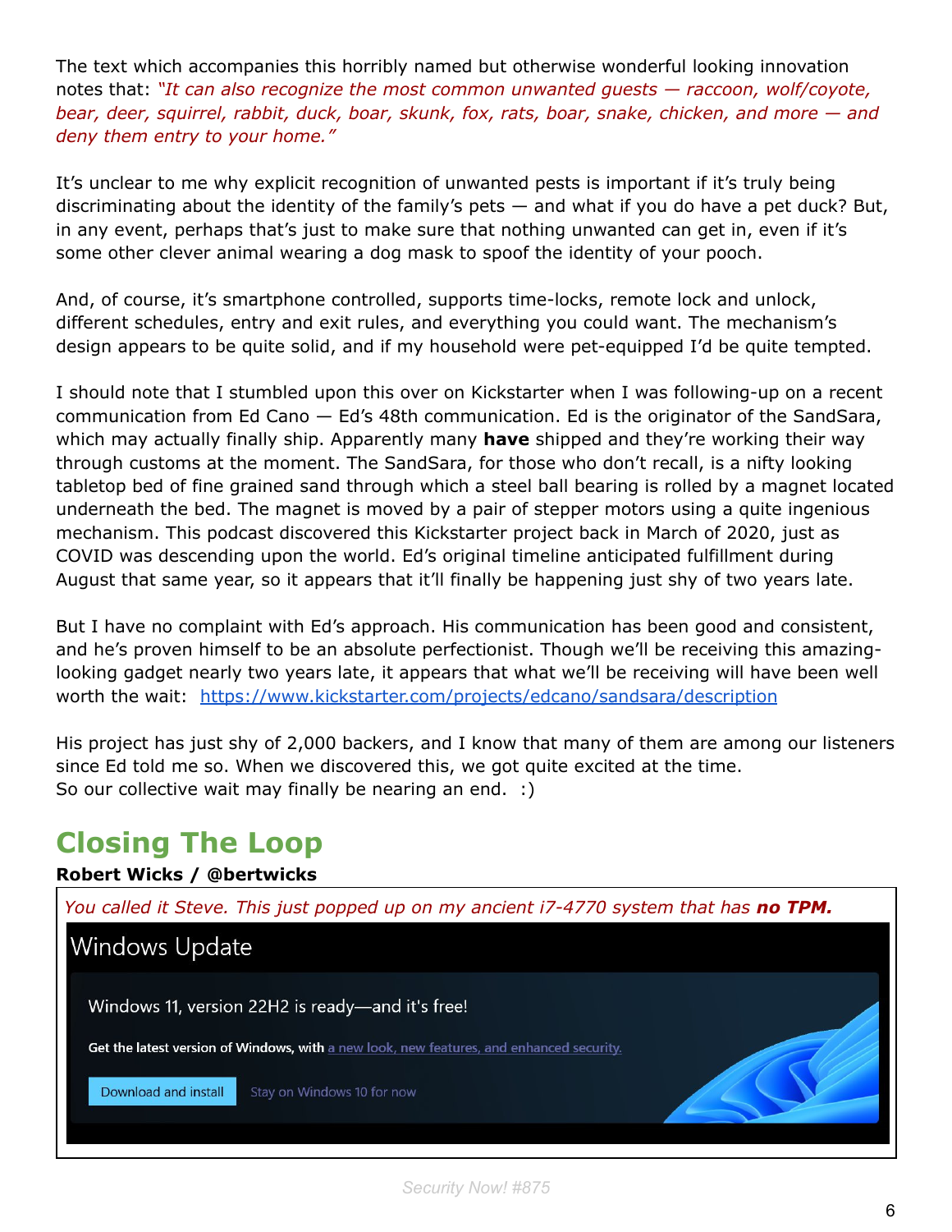The text which accompanies this horribly named but otherwise wonderful looking innovation notes that: *"It can also recognize the most common unwanted guests — raccoon, wolf/coyote, bear, deer, squirrel, rabbit, duck, boar, skunk, fox, rats, boar, snake, chicken, and more — and deny them entry to your home."*

It's unclear to me why explicit recognition of unwanted pests is important if it's truly being discriminating about the identity of the family's pets — and what if you do have a pet duck? But, in any event, perhaps that's just to make sure that nothing unwanted can get in, even if it's some other clever animal wearing a dog mask to spoof the identity of your pooch.

And, of course, it's smartphone controlled, supports time-locks, remote lock and unlock, different schedules, entry and exit rules, and everything you could want. The mechanism's design appears to be quite solid, and if my household were pet-equipped I'd be quite tempted.

I should note that I stumbled upon this over on Kickstarter when I was following-up on a recent communication from Ed Cano — Ed's 48th communication. Ed is the originator of the SandSara, which may actually finally ship. Apparently many **have** shipped and they're working their way through customs at the moment. The SandSara, for those who don't recall, is a nifty looking tabletop bed of fine grained sand through which a steel ball bearing is rolled by a magnet located underneath the bed. The magnet is moved by a pair of stepper motors using a quite ingenious mechanism. This podcast discovered this Kickstarter project back in March of 2020, just as COVID was descending upon the world. Ed's original timeline anticipated fulfillment during August that same year, so it appears that it'll finally be happening just shy of two years late.

But I have no complaint with Ed's approach. His communication has been good and consistent, and he's proven himself to be an absolute perfectionist. Though we'll be receiving this amazing-looking gadget nearly two years late, it appears that what we'll be receiving will have been well worth the wait: https://www.kickstarter.com/projects/edcano/sandsara/description

His project has just shy of 2,000 backers, and I know that many of them are among our listeners since Ed told me so. When we discovered this, we got quite excited at the time.
So our collective wait may finally be nearing an end. :)

## Closing The Loop

**Robert Wicks / @bertwicks**

*You called it Steve. This just popped up on my ancient i7-4770 system that has **no TPM.***

Windows Update

Windows 11, version 22H2 is ready—and it's free!

Get the latest version of Windows, with a new look, new features, and enhanced security.

Download and install    Stay on Windows 10 for now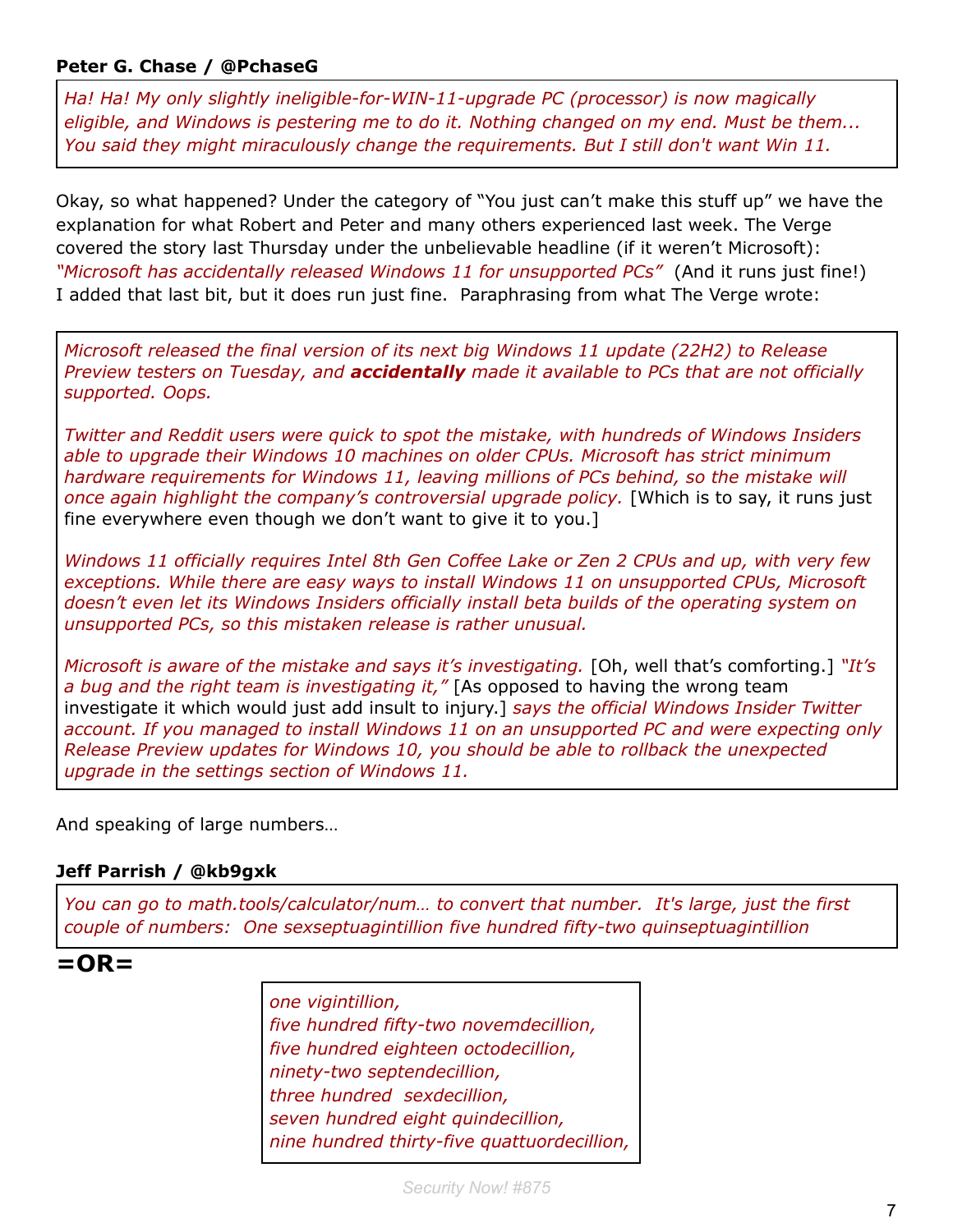**Peter G. Chase / @PchaseG**

> *Ha! Ha! My only slightly ineligible-for-WIN-11-upgrade PC (processor) is now magically eligible, and Windows is pestering me to do it. Nothing changed on my end. Must be them... You said they might miraculously change the requirements. But I still don't want Win 11.*

Okay, so what happened? Under the category of "You just can't make this stuff up" we have the explanation for what Robert and Peter and many others experienced last week. The Verge covered the story last Thursday under the unbelievable headline (if it weren't Microsoft): *"Microsoft has accidentally released Windows 11 for unsupported PCs"* (And it runs just fine!) I added that last bit, but it does run just fine. Paraphrasing from what The Verge wrote:

> *Microsoft released the final version of its next big Windows 11 update (22H2) to Release Preview testers on Tuesday, and **accidentally** made it available to PCs that are not officially supported. Oops.*
>
> *Twitter and Reddit users were quick to spot the mistake, with hundreds of Windows Insiders able to upgrade their Windows 10 machines on older CPUs. Microsoft has strict minimum hardware requirements for Windows 11, leaving millions of PCs behind, so the mistake will once again highlight the company's controversial upgrade policy.* [Which is to say, it runs just fine everywhere even though we don't want to give it to you.]
>
> *Windows 11 officially requires Intel 8th Gen Coffee Lake or Zen 2 CPUs and up, with very few exceptions. While there are easy ways to install Windows 11 on unsupported CPUs, Microsoft doesn't even let its Windows Insiders officially install beta builds of the operating system on unsupported PCs, so this mistaken release is rather unusual.*
>
> *Microsoft is aware of the mistake and says it's investigating.* [Oh, well that's comforting.] *"It's a bug and the right team is investigating it,"* [As opposed to having the wrong team investigate it which would just add insult to injury.] *says the official Windows Insider Twitter account. If you managed to install Windows 11 on an unsupported PC and were expecting only Release Preview updates for Windows 10, you should be able to rollback the unexpected upgrade in the settings section of Windows 11.*

And speaking of large numbers…

**Jeff Parrish / @kb9gxk**

> *You can go to math.tools/calculator/num… to convert that number. It's large, just the first couple of numbers: One sexseptuagintillion five hundred fifty-two quinseptuagintillion*

## =OR=

> *one vigintillion,*
> *five hundred fifty-two novemdecillion,*
> *five hundred eighteen octodecillion,*
> *ninety-two septendecillion,*
> *three hundred sexdecillion,*
> *seven hundred eight quindecillion,*
> *nine hundred thirty-five quattuordecillion,*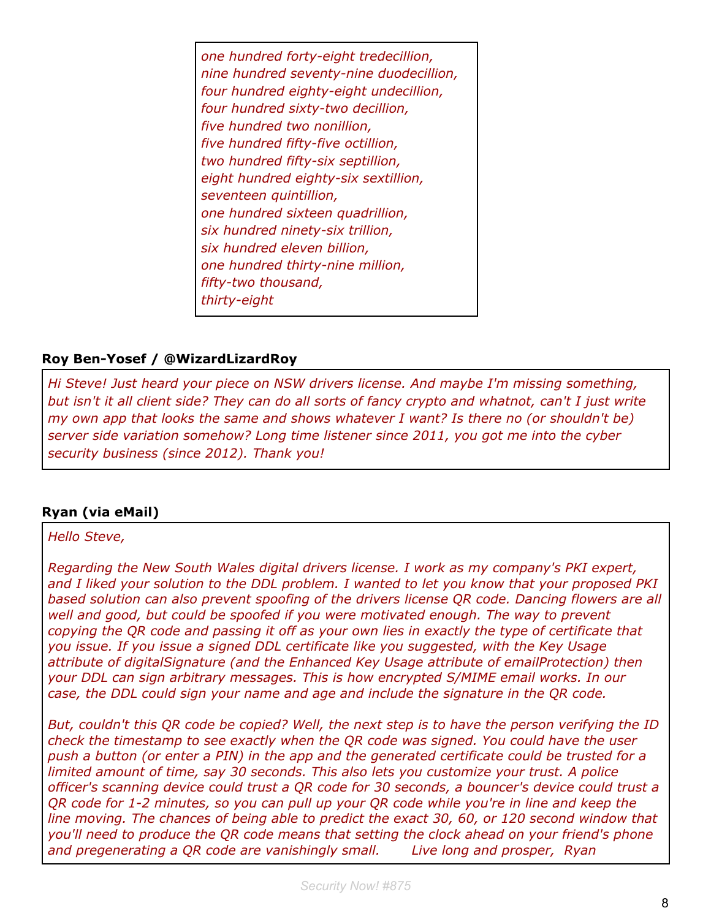*one hundred forty-eight tredecillion,*
*nine hundred seventy-nine duodecillion,*
*four hundred eighty-eight undecillion,*
*four hundred sixty-two decillion,*
*five hundred two nonillion,*
*five hundred fifty-five octillion,*
*two hundred fifty-six septillion,*
*eight hundred eighty-six sextillion,*
*seventeen quintillion,*
*one hundred sixteen quadrillion,*
*six hundred ninety-six trillion,*
*six hundred eleven billion,*
*one hundred thirty-nine million,*
*fifty-two thousand,*
*thirty-eight*

**Roy Ben-Yosef / @WizardLizardRoy**

*Hi Steve! Just heard your piece on NSW drivers license. And maybe I'm missing something, but isn't it all client side? They can do all sorts of fancy crypto and whatnot, can't I just write my own app that looks the same and shows whatever I want? Is there no (or shouldn't be) server side variation somehow? Long time listener since 2011, you got me into the cyber security business (since 2012). Thank you!*

**Ryan (via eMail)**

*Hello Steve,*

*Regarding the New South Wales digital drivers license. I work as my company's PKI expert, and I liked your solution to the DDL problem. I wanted to let you know that your proposed PKI based solution can also prevent spoofing of the drivers license QR code. Dancing flowers are all well and good, but could be spoofed if you were motivated enough. The way to prevent copying the QR code and passing it off as your own lies in exactly the type of certificate that you issue. If you issue a signed DDL certificate like you suggested, with the Key Usage attribute of digitalSignature (and the Enhanced Key Usage attribute of emailProtection) then your DDL can sign arbitrary messages. This is how encrypted S/MIME email works. In our case, the DDL could sign your name and age and include the signature in the QR code.*

*But, couldn't this QR code be copied? Well, the next step is to have the person verifying the ID check the timestamp to see exactly when the QR code was signed. You could have the user push a button (or enter a PIN) in the app and the generated certificate could be trusted for a limited amount of time, say 30 seconds. This also lets you customize your trust. A police officer's scanning device could trust a QR code for 30 seconds, a bouncer's device could trust a QR code for 1-2 minutes, so you can pull up your QR code while you're in line and keep the line moving. The chances of being able to predict the exact 30, 60, or 120 second window that you'll need to produce the QR code means that setting the clock ahead on your friend's phone and pregenerating a QR code are vanishingly small. Live long and prosper, Ryan*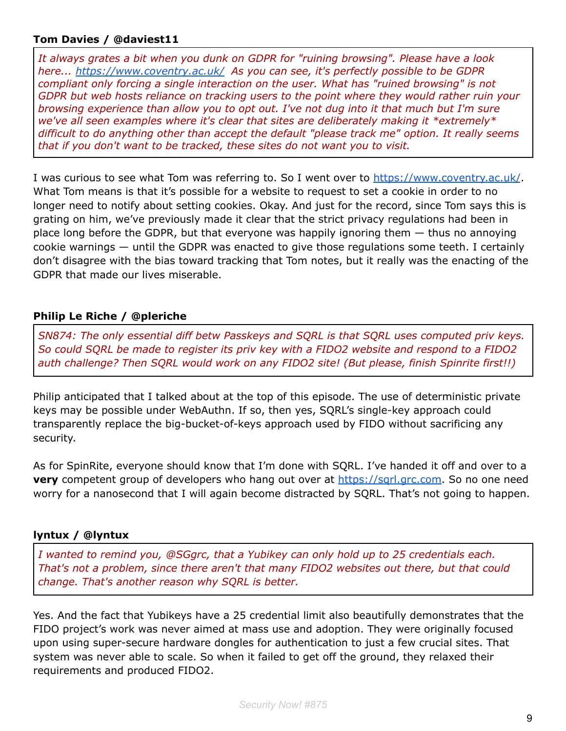**Tom Davies / @daviest11**

> *It always grates a bit when you dunk on GDPR for "ruining browsing". Please have a look here... [https://www.coventry.ac.uk/](https://www.coventry.ac.uk/) As you can see, it's perfectly possible to be GDPR compliant only forcing a single interaction on the user. What has "ruined browsing" is not GDPR but web hosts reliance on tracking users to the point where they would rather ruin your browsing experience than allow you to opt out. I've not dug into it that much but I'm sure we've all seen examples where it's clear that sites are deliberately making it *extremely* difficult to do anything other than accept the default "please track me" option. It really seems that if you don't want to be tracked, these sites do not want you to visit.*

I was curious to see what Tom was referring to. So I went over to [https://www.coventry.ac.uk/](https://www.coventry.ac.uk/). What Tom means is that it's possible for a website to request to set a cookie in order to no longer need to notify about setting cookies. Okay. And just for the record, since Tom says this is grating on him, we've previously made it clear that the strict privacy regulations had been in place long before the GDPR, but that everyone was happily ignoring them — thus no annoying cookie warnings — until the GDPR was enacted to give those regulations some teeth. I certainly don't disagree with the bias toward tracking that Tom notes, but it really was the enacting of the GDPR that made our lives miserable.

**Philip Le Riche / @pleriche**

> *SN874: The only essential diff betw Passkeys and SQRL is that SQRL uses computed priv keys. So could SQRL be made to register its priv key with a FIDO2 website and respond to a FIDO2 auth challenge? Then SQRL would work on any FIDO2 site! (But please, finish Spinrite first!!)*

Philip anticipated that I talked about at the top of this episode. The use of deterministic private keys may be possible under WebAuthn. If so, then yes, SQRL's single-key approach could transparently replace the big-bucket-of-keys approach used by FIDO without sacrificing any security.

As for SpinRite, everyone should know that I'm done with SQRL. I've handed it off and over to a **very** competent group of developers who hang out over at [https://sqrl.grc.com](https://sqrl.grc.com). So no one need worry for a nanosecond that I will again become distracted by SQRL. That's not going to happen.

**lyntux / @lyntux**

> *I wanted to remind you, @SGgrc, that a Yubikey can only hold up to 25 credentials each. That's not a problem, since there aren't that many FIDO2 websites out there, but that could change. That's another reason why SQRL is better.*

Yes. And the fact that Yubikeys have a 25 credential limit also beautifully demonstrates that the FIDO project's work was never aimed at mass use and adoption. They were originally focused upon using super-secure hardware dongles for authentication to just a few crucial sites. That system was never able to scale. So when it failed to get off the ground, they relaxed their requirements and produced FIDO2.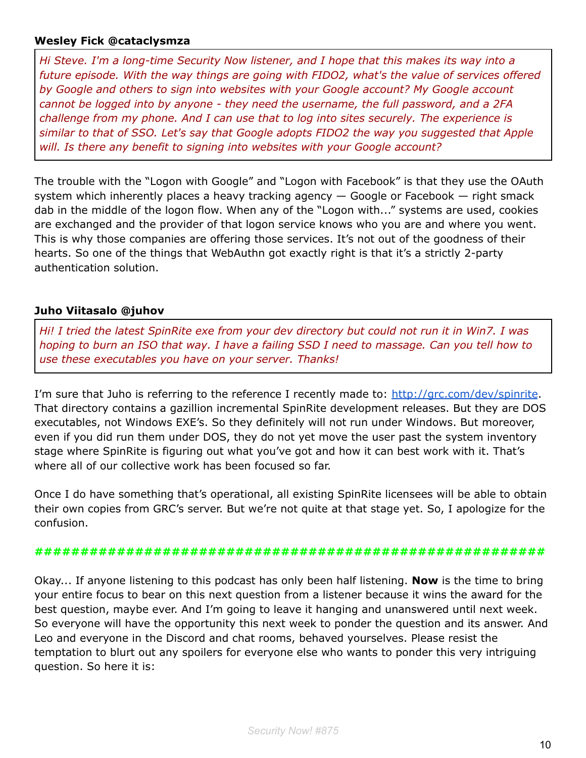**Wesley Fick @cataclysmza**

*Hi Steve. I'm a long-time Security Now listener, and I hope that this makes its way into a future episode. With the way things are going with FIDO2, what's the value of services offered by Google and others to sign into websites with your Google account? My Google account cannot be logged into by anyone - they need the username, the full password, and a 2FA challenge from my phone. And I can use that to log into sites securely. The experience is similar to that of SSO. Let's say that Google adopts FIDO2 the way you suggested that Apple will. Is there any benefit to signing into websites with your Google account?*

The trouble with the "Logon with Google" and "Logon with Facebook" is that they use the OAuth system which inherently places a heavy tracking agency — Google or Facebook — right smack dab in the middle of the logon flow. When any of the "Logon with..." systems are used, cookies are exchanged and the provider of that logon service knows who you are and where you went. This is why those companies are offering those services. It's not out of the goodness of their hearts. So one of the things that WebAuthn got exactly right is that it's a strictly 2-party authentication solution.

**Juho Viitasalo @juhov**

*Hi! I tried the latest SpinRite exe from your dev directory but could not run it in Win7. I was hoping to burn an ISO that way. I have a failing SSD I need to massage. Can you tell how to use these executables you have on your server. Thanks!*

I'm sure that Juho is referring to the reference I recently made to: [http://grc.com/dev/spinrite](http://grc.com/dev/spinrite). That directory contains a gazillion incremental SpinRite development releases. But they are DOS executables, not Windows EXE's. So they definitely will not run under Windows. But moreover, even if you did run them under DOS, they do not yet move the user past the system inventory stage where SpinRite is figuring out what you've got and how it can best work with it. That's where all of our collective work has been focused so far.

Once I do have something that's operational, all existing SpinRite licensees will be able to obtain their own copies from GRC's server. But we're not quite at that stage yet. So, I apologize for the confusion.

**########################################################**

Okay... If anyone listening to this podcast has only been half listening. **Now** is the time to bring your entire focus to bear on this next question from a listener because it wins the award for the best question, maybe ever. And I'm going to leave it hanging and unanswered until next week. So everyone will have the opportunity this next week to ponder the question and its answer. And Leo and everyone in the Discord and chat rooms, behaved yourselves. Please resist the temptation to blurt out any spoilers for everyone else who wants to ponder this very intriguing question. So here it is: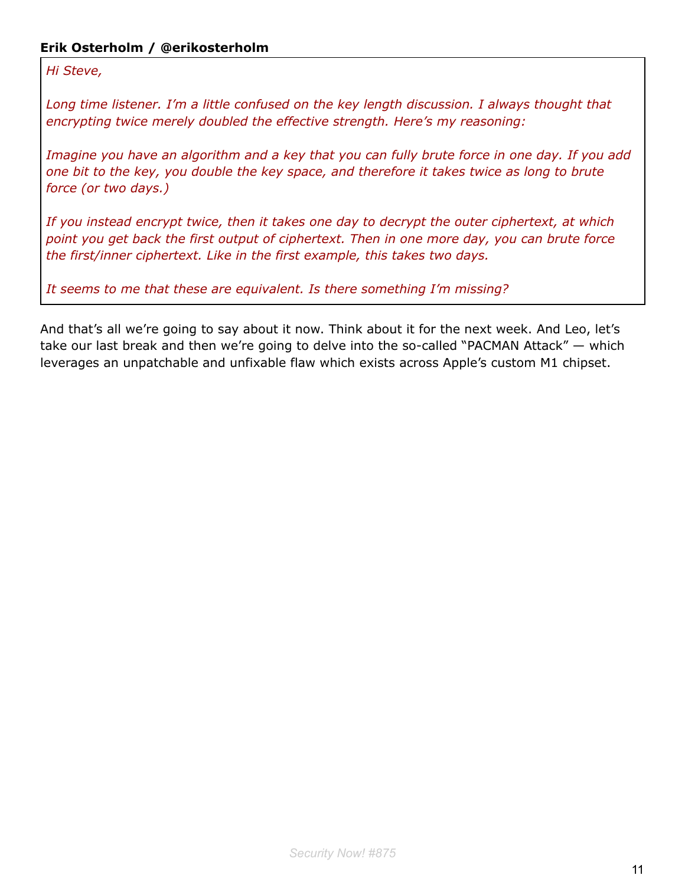**Erik Osterholm / @erikosterholm**

> *Hi Steve,*
>
> *Long time listener. I'm a little confused on the key length discussion. I always thought that encrypting twice merely doubled the effective strength. Here's my reasoning:*
>
> *Imagine you have an algorithm and a key that you can fully brute force in one day. If you add one bit to the key, you double the key space, and therefore it takes twice as long to brute force (or two days.)*
>
> *If you instead encrypt twice, then it takes one day to decrypt the outer ciphertext, at which point you get back the first output of ciphertext. Then in one more day, you can brute force the first/inner ciphertext. Like in the first example, this takes two days.*
>
> *It seems to me that these are equivalent. Is there something I'm missing?*

And that's all we're going to say about it now. Think about it for the next week. And Leo, let's take our last break and then we're going to delve into the so-called "PACMAN Attack" — which leverages an unpatchable and unfixable flaw which exists across Apple's custom M1 chipset.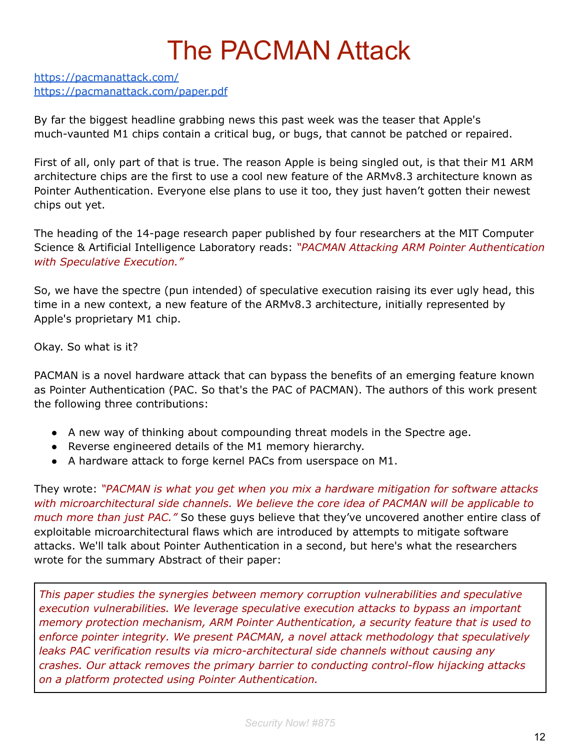# The PACMAN Attack

https://pacmanattack.com/
https://pacmanattack.com/paper.pdf

By far the biggest headline grabbing news this past week was the teaser that Apple's much-vaunted M1 chips contain a critical bug, or bugs, that cannot be patched or repaired.

First of all, only part of that is true. The reason Apple is being singled out, is that their M1 ARM architecture chips are the first to use a cool new feature of the ARMv8.3 architecture known as Pointer Authentication. Everyone else plans to use it too, they just haven't gotten their newest chips out yet.

The heading of the 14-page research paper published by four researchers at the MIT Computer Science & Artificial Intelligence Laboratory reads: *"PACMAN Attacking ARM Pointer Authentication with Speculative Execution."*

So, we have the spectre (pun intended) of speculative execution raising its ever ugly head, this time in a new context, a new feature of the ARMv8.3 architecture, initially represented by Apple's proprietary M1 chip.

Okay. So what is it?

PACMAN is a novel hardware attack that can bypass the benefits of an emerging feature known as Pointer Authentication (PAC. So that's the PAC of PACMAN). The authors of this work present the following three contributions:

- A new way of thinking about compounding threat models in the Spectre age.
- Reverse engineered details of the M1 memory hierarchy.
- A hardware attack to forge kernel PACs from userspace on M1.

They wrote: *"PACMAN is what you get when you mix a hardware mitigation for software attacks with microarchitectural side channels. We believe the core idea of PACMAN will be applicable to much more than just PAC."* So these guys believe that they've uncovered another entire class of exploitable microarchitectural flaws which are introduced by attempts to mitigate software attacks. We'll talk about Pointer Authentication in a second, but here's what the researchers wrote for the summary Abstract of their paper:

> *This paper studies the synergies between memory corruption vulnerabilities and speculative execution vulnerabilities. We leverage speculative execution attacks to bypass an important memory protection mechanism, ARM Pointer Authentication, a security feature that is used to enforce pointer integrity. We present PACMAN, a novel attack methodology that speculatively leaks PAC verification results via micro-architectural side channels without causing any crashes. Our attack removes the primary barrier to conducting control-flow hijacking attacks on a platform protected using Pointer Authentication.*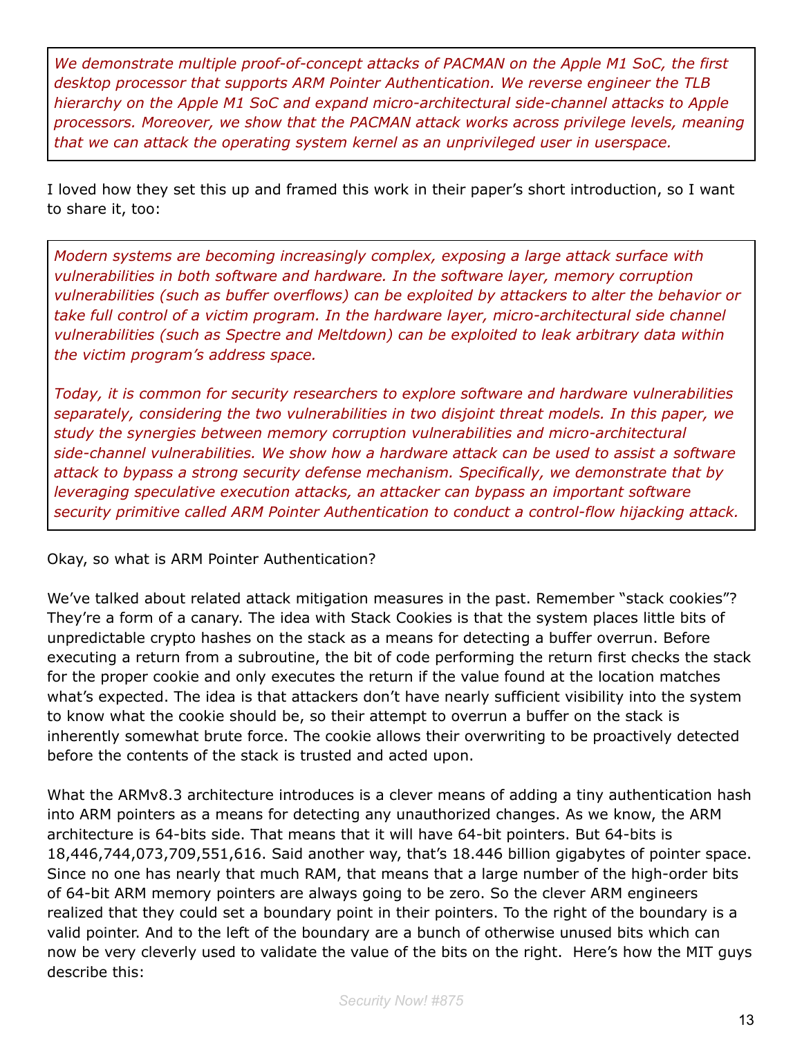> *We demonstrate multiple proof-of-concept attacks of PACMAN on the Apple M1 SoC, the first desktop processor that supports ARM Pointer Authentication. We reverse engineer the TLB hierarchy on the Apple M1 SoC and expand micro-architectural side-channel attacks to Apple processors. Moreover, we show that the PACMAN attack works across privilege levels, meaning that we can attack the operating system kernel as an unprivileged user in userspace.*

I loved how they set this up and framed this work in their paper's short introduction, so I want to share it, too:

> *Modern systems are becoming increasingly complex, exposing a large attack surface with vulnerabilities in both software and hardware. In the software layer, memory corruption vulnerabilities (such as buffer overflows) can be exploited by attackers to alter the behavior or take full control of a victim program. In the hardware layer, micro-architectural side channel vulnerabilities (such as Spectre and Meltdown) can be exploited to leak arbitrary data within the victim program's address space.*
>
> *Today, it is common for security researchers to explore software and hardware vulnerabilities separately, considering the two vulnerabilities in two disjoint threat models. In this paper, we study the synergies between memory corruption vulnerabilities and micro-architectural side-channel vulnerabilities. We show how a hardware attack can be used to assist a software attack to bypass a strong security defense mechanism. Specifically, we demonstrate that by leveraging speculative execution attacks, an attacker can bypass an important software security primitive called ARM Pointer Authentication to conduct a control-flow hijacking attack.*

Okay, so what is ARM Pointer Authentication?

We've talked about related attack mitigation measures in the past. Remember "stack cookies"? They're a form of a canary. The idea with Stack Cookies is that the system places little bits of unpredictable crypto hashes on the stack as a means for detecting a buffer overrun. Before executing a return from a subroutine, the bit of code performing the return first checks the stack for the proper cookie and only executes the return if the value found at the location matches what's expected. The idea is that attackers don't have nearly sufficient visibility into the system to know what the cookie should be, so their attempt to overrun a buffer on the stack is inherently somewhat brute force. The cookie allows their overwriting to be proactively detected before the contents of the stack is trusted and acted upon.

What the ARMv8.3 architecture introduces is a clever means of adding a tiny authentication hash into ARM pointers as a means for detecting any unauthorized changes. As we know, the ARM architecture is 64-bits side. That means that it will have 64-bit pointers. But 64-bits is 18,446,744,073,709,551,616. Said another way, that's 18.446 billion gigabytes of pointer space. Since no one has nearly that much RAM, that means that a large number of the high-order bits of 64-bit ARM memory pointers are always going to be zero. So the clever ARM engineers realized that they could set a boundary point in their pointers. To the right of the boundary is a valid pointer. And to the left of the boundary are a bunch of otherwise unused bits which can now be very cleverly used to validate the value of the bits on the right. Here's how the MIT guys describe this: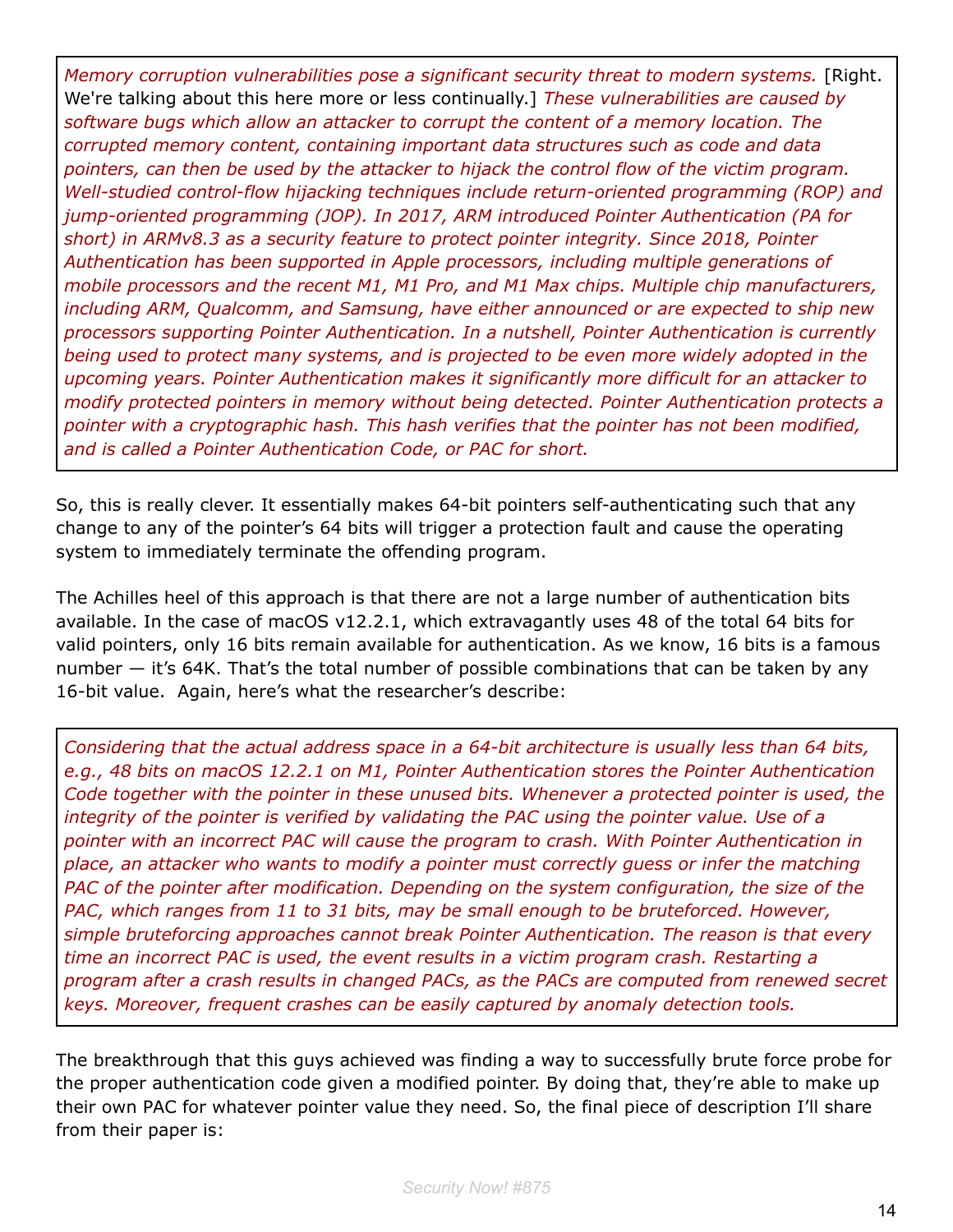> *Memory corruption vulnerabilities pose a significant security threat to modern systems.* [Right. We're talking about this here more or less continually.] *These vulnerabilities are caused by software bugs which allow an attacker to corrupt the content of a memory location. The corrupted memory content, containing important data structures such as code and data pointers, can then be used by the attacker to hijack the control flow of the victim program. Well-studied control-flow hijacking techniques include return-oriented programming (ROP) and jump-oriented programming (JOP). In 2017, ARM introduced Pointer Authentication (PA for short) in ARMv8.3 as a security feature to protect pointer integrity. Since 2018, Pointer Authentication has been supported in Apple processors, including multiple generations of mobile processors and the recent M1, M1 Pro, and M1 Max chips. Multiple chip manufacturers, including ARM, Qualcomm, and Samsung, have either announced or are expected to ship new processors supporting Pointer Authentication. In a nutshell, Pointer Authentication is currently being used to protect many systems, and is projected to be even more widely adopted in the upcoming years. Pointer Authentication makes it significantly more difficult for an attacker to modify protected pointers in memory without being detected. Pointer Authentication protects a pointer with a cryptographic hash. This hash verifies that the pointer has not been modified, and is called a Pointer Authentication Code, or PAC for short.*

So, this is really clever. It essentially makes 64-bit pointers self-authenticating such that any change to any of the pointer's 64 bits will trigger a protection fault and cause the operating system to immediately terminate the offending program.

The Achilles heel of this approach is that there are not a large number of authentication bits available. In the case of macOS v12.2.1, which extravagantly uses 48 of the total 64 bits for valid pointers, only 16 bits remain available for authentication. As we know, 16 bits is a famous number — it's 64K. That's the total number of possible combinations that can be taken by any 16-bit value. Again, here's what the researcher's describe:

> *Considering that the actual address space in a 64-bit architecture is usually less than 64 bits, e.g., 48 bits on macOS 12.2.1 on M1, Pointer Authentication stores the Pointer Authentication Code together with the pointer in these unused bits. Whenever a protected pointer is used, the integrity of the pointer is verified by validating the PAC using the pointer value. Use of a pointer with an incorrect PAC will cause the program to crash. With Pointer Authentication in place, an attacker who wants to modify a pointer must correctly guess or infer the matching PAC of the pointer after modification. Depending on the system configuration, the size of the PAC, which ranges from 11 to 31 bits, may be small enough to be bruteforced. However, simple bruteforcing approaches cannot break Pointer Authentication. The reason is that every time an incorrect PAC is used, the event results in a victim program crash. Restarting a program after a crash results in changed PACs, as the PACs are computed from renewed secret keys. Moreover, frequent crashes can be easily captured by anomaly detection tools.*

The breakthrough that this guys achieved was finding a way to successfully brute force probe for the proper authentication code given a modified pointer. By doing that, they're able to make up their own PAC for whatever pointer value they need. So, the final piece of description I'll share from their paper is: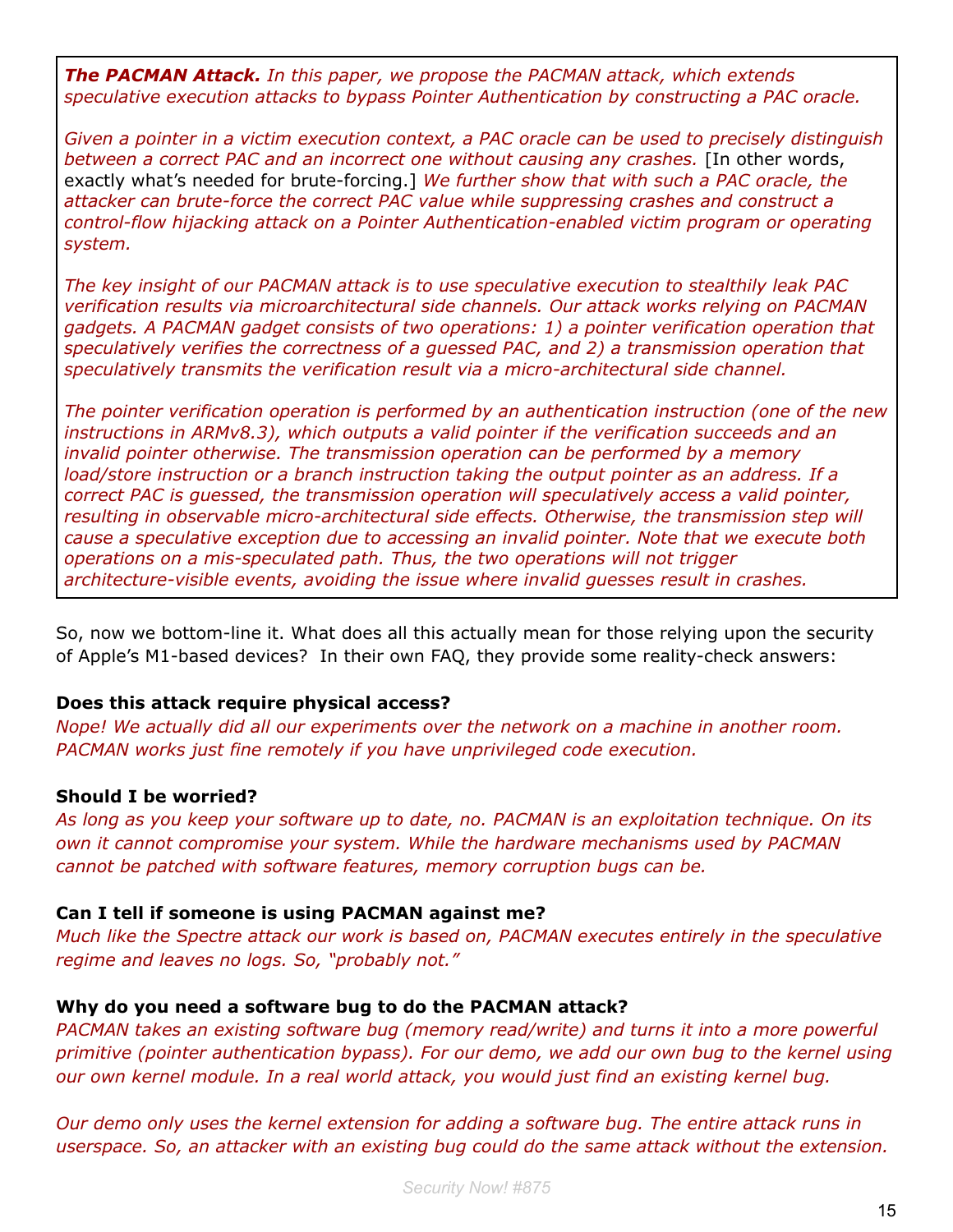> ***The PACMAN Attack.*** *In this paper, we propose the PACMAN attack, which extends speculative execution attacks to bypass Pointer Authentication by constructing a PAC oracle.*
>
> *Given a pointer in a victim execution context, a PAC oracle can be used to precisely distinguish between a correct PAC and an incorrect one without causing any crashes.* [In other words, exactly what's needed for brute-forcing.] *We further show that with such a PAC oracle, the attacker can brute-force the correct PAC value while suppressing crashes and construct a control-flow hijacking attack on a Pointer Authentication-enabled victim program or operating system.*
>
> *The key insight of our PACMAN attack is to use speculative execution to stealthily leak PAC verification results via microarchitectural side channels. Our attack works relying on PACMAN gadgets. A PACMAN gadget consists of two operations: 1) a pointer verification operation that speculatively verifies the correctness of a guessed PAC, and 2) a transmission operation that speculatively transmits the verification result via a micro-architectural side channel.*
>
> *The pointer verification operation is performed by an authentication instruction (one of the new instructions in ARMv8.3), which outputs a valid pointer if the verification succeeds and an invalid pointer otherwise. The transmission operation can be performed by a memory load/store instruction or a branch instruction taking the output pointer as an address. If a correct PAC is guessed, the transmission operation will speculatively access a valid pointer, resulting in observable micro-architectural side effects. Otherwise, the transmission step will cause a speculative exception due to accessing an invalid pointer. Note that we execute both operations on a mis-speculated path. Thus, the two operations will not trigger architecture-visible events, avoiding the issue where invalid guesses result in crashes.*

So, now we bottom-line it. What does all this actually mean for those relying upon the security of Apple's M1-based devices? In their own FAQ, they provide some reality-check answers:

**Does this attack require physical access?**
*Nope! We actually did all our experiments over the network on a machine in another room. PACMAN works just fine remotely if you have unprivileged code execution.*

**Should I be worried?**
*As long as you keep your software up to date, no. PACMAN is an exploitation technique. On its own it cannot compromise your system. While the hardware mechanisms used by PACMAN cannot be patched with software features, memory corruption bugs can be.*

**Can I tell if someone is using PACMAN against me?**
*Much like the Spectre attack our work is based on, PACMAN executes entirely in the speculative regime and leaves no logs. So, "probably not."*

**Why do you need a software bug to do the PACMAN attack?**
*PACMAN takes an existing software bug (memory read/write) and turns it into a more powerful primitive (pointer authentication bypass). For our demo, we add our own bug to the kernel using our own kernel module. In a real world attack, you would just find an existing kernel bug.*

*Our demo only uses the kernel extension for adding a software bug. The entire attack runs in userspace. So, an attacker with an existing bug could do the same attack without the extension.*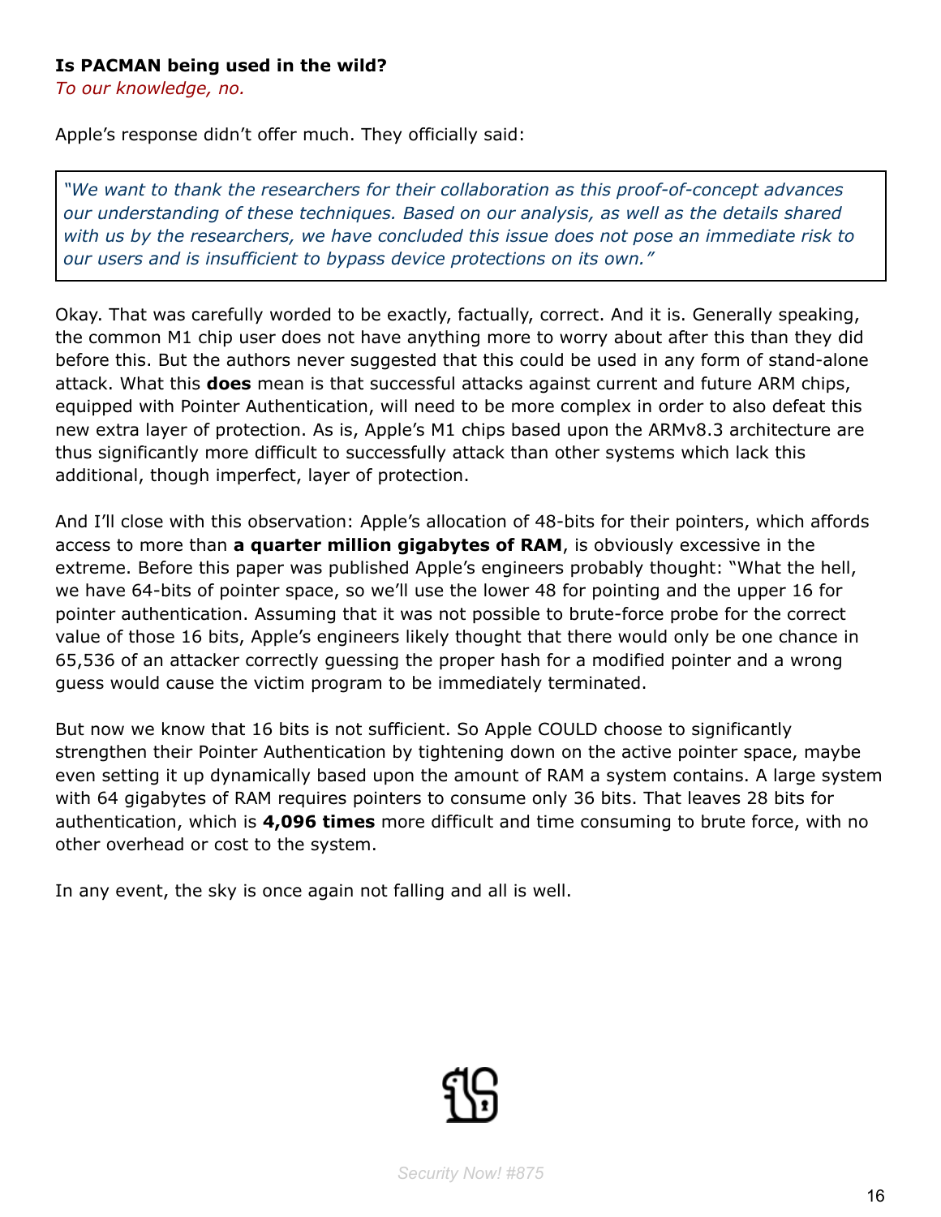**Is PACMAN being used in the wild?**
*To our knowledge, no.*

Apple's response didn't offer much. They officially said:

> *"We want to thank the researchers for their collaboration as this proof-of-concept advances our understanding of these techniques. Based on our analysis, as well as the details shared with us by the researchers, we have concluded this issue does not pose an immediate risk to our users and is insufficient to bypass device protections on its own."*

Okay. That was carefully worded to be exactly, factually, correct. And it is. Generally speaking, the common M1 chip user does not have anything more to worry about after this than they did before this. But the authors never suggested that this could be used in any form of stand-alone attack. What this **does** mean is that successful attacks against current and future ARM chips, equipped with Pointer Authentication, will need to be more complex in order to also defeat this new extra layer of protection. As is, Apple's M1 chips based upon the ARMv8.3 architecture are thus significantly more difficult to successfully attack than other systems which lack this additional, though imperfect, layer of protection.

And I'll close with this observation: Apple's allocation of 48-bits for their pointers, which affords access to more than **a quarter million gigabytes of RAM**, is obviously excessive in the extreme. Before this paper was published Apple's engineers probably thought: "What the hell, we have 64-bits of pointer space, so we'll use the lower 48 for pointing and the upper 16 for pointer authentication. Assuming that it was not possible to brute-force probe for the correct value of those 16 bits, Apple's engineers likely thought that there would only be one chance in 65,536 of an attacker correctly guessing the proper hash for a modified pointer and a wrong guess would cause the victim program to be immediately terminated.

But now we know that 16 bits is not sufficient. So Apple COULD choose to significantly strengthen their Pointer Authentication by tightening down on the active pointer space, maybe even setting it up dynamically based upon the amount of RAM a system contains. A large system with 64 gigabytes of RAM requires pointers to consume only 36 bits. That leaves 28 bits for authentication, which is **4,096 times** more difficult and time consuming to brute force, with no other overhead or cost to the system.

In any event, the sky is once again not falling and all is well.